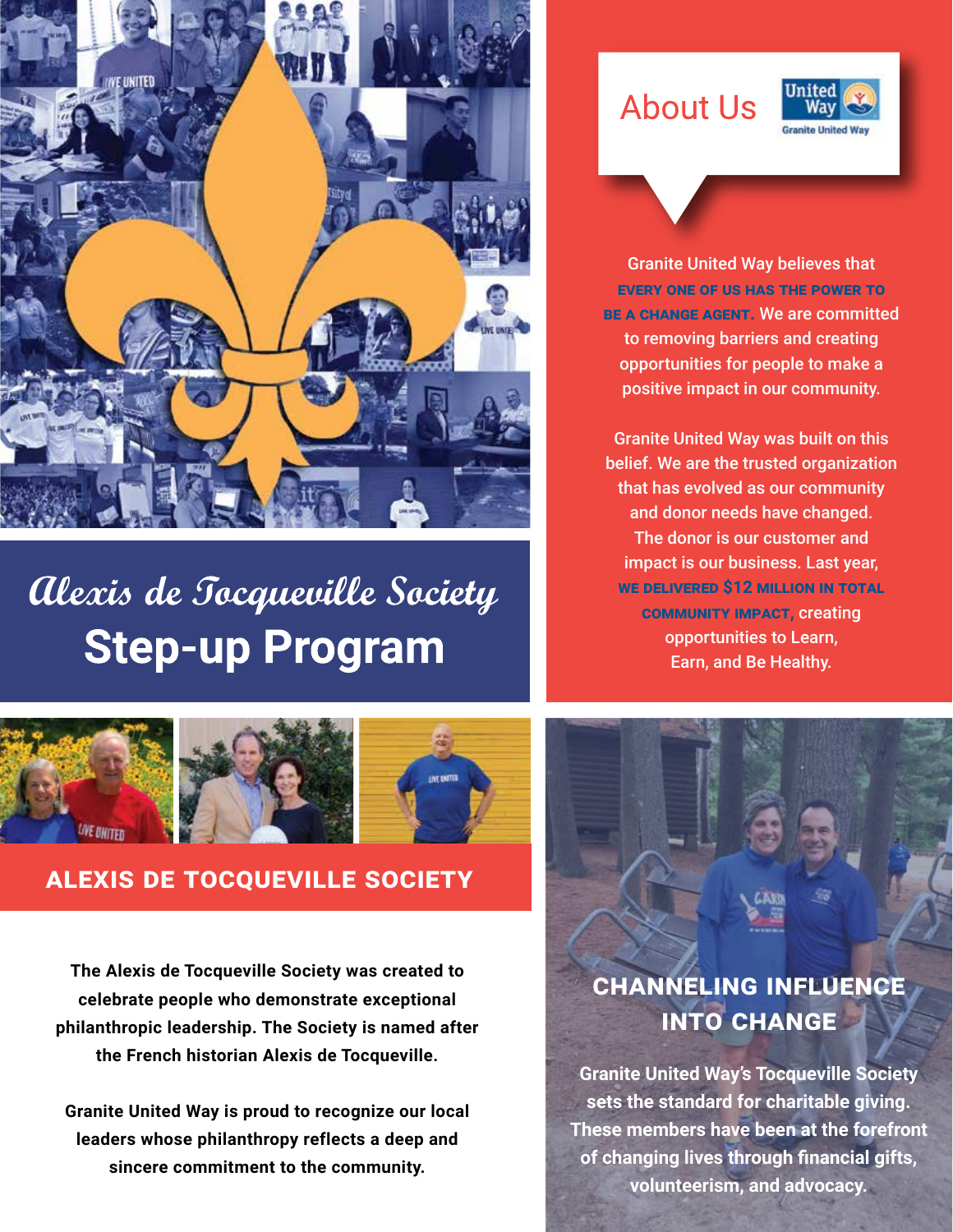# Alexis de Tocqueville Society
# Step-up Program

## ALEXIS DE TOCQUEVILLE SOCIETY

**The Alexis de Tocqueville Society was created to celebrate people who demonstrate exceptional philanthropic leadership. The Society is named after the French historian Alexis de Tocqueville.**

**Granite United Way is proud to recognize our local leaders whose philanthropy reflects a deep and sincere commitment to the community.**

## About Us

United Way
Granite United Way

Granite United Way believes that **EVERY ONE OF US HAS THE POWER TO BE A CHANGE AGENT.** We are committed to removing barriers and creating opportunities for people to make a positive impact in our community.

Granite United Way was built on this belief. We are the trusted organization that has evolved as our community and donor needs have changed. The donor is our customer and impact is our business. Last year, **WE DELIVERED $12 MILLION IN TOTAL COMMUNITY IMPACT,** creating opportunities to Learn, Earn, and Be Healthy.

## CHANNELING INFLUENCE INTO CHANGE

**Granite United Way's Tocqueville Society sets the standard for charitable giving. These members have been at the forefront of changing lives through financial gifts, volunteerism, and advocacy.**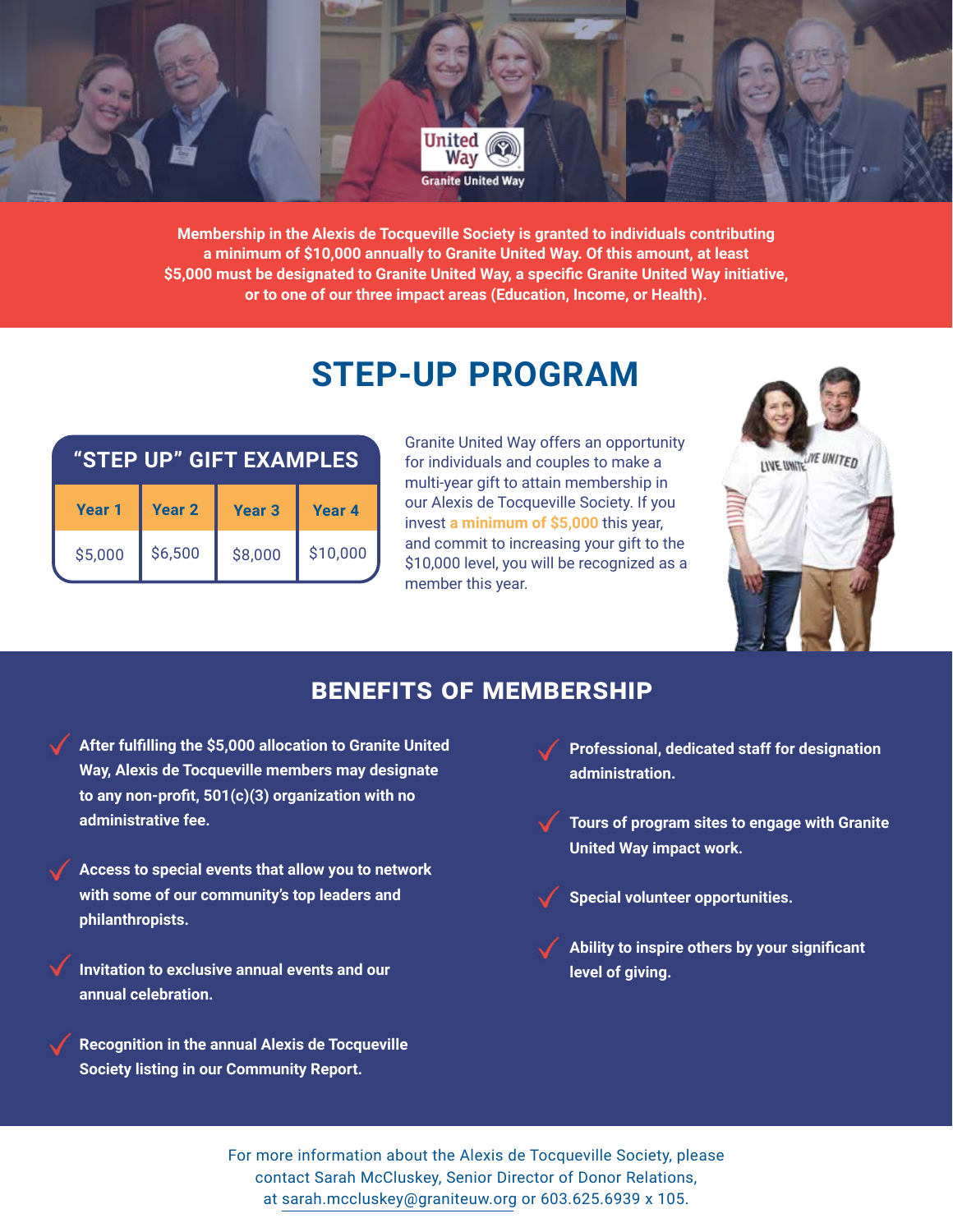Membership in the Alexis de Tocqueville Society is granted to individuals contributing a minimum of $10,000 annually to Granite United Way. Of this amount, at least $5,000 must be designated to Granite United Way, a specific Granite United Way initiative, or to one of our three impact areas (Education, Income, or Health).

# STEP-UP PROGRAM

**"STEP UP" GIFT EXAMPLES**

| Year 1 | Year 2 | Year 3 | Year 4 |
|---|---|---|---|
| $5,000 | $6,500 | $8,000 | $10,000 |

Granite United Way offers an opportunity for individuals and couples to make a multi-year gift to attain membership in our Alexis de Tocqueville Society. If you invest **a minimum of $5,000** this year, and commit to increasing your gift to the $10,000 level, you will be recognized as a member this year.

## BENEFITS OF MEMBERSHIP

- **After fulfilling the $5,000 allocation to Granite United Way, Alexis de Tocqueville members may designate to any non-profit, 501(c)(3) organization with no administrative fee.**
- **Access to special events that allow you to network with some of our community's top leaders and philanthropists.**
- **Invitation to exclusive annual events and our annual celebration.**
- **Recognition in the annual Alexis de Tocqueville Society listing in our Community Report.**
- **Professional, dedicated staff for designation administration.**
- **Tours of program sites to engage with Granite United Way impact work.**
- **Special volunteer opportunities.**
- **Ability to inspire others by your significant level of giving.**

For more information about the Alexis de Tocqueville Society, please contact Sarah McCluskey, Senior Director of Donor Relations, at sarah.mccluskey@graniteuw.org or 603.625.6939 x 105.